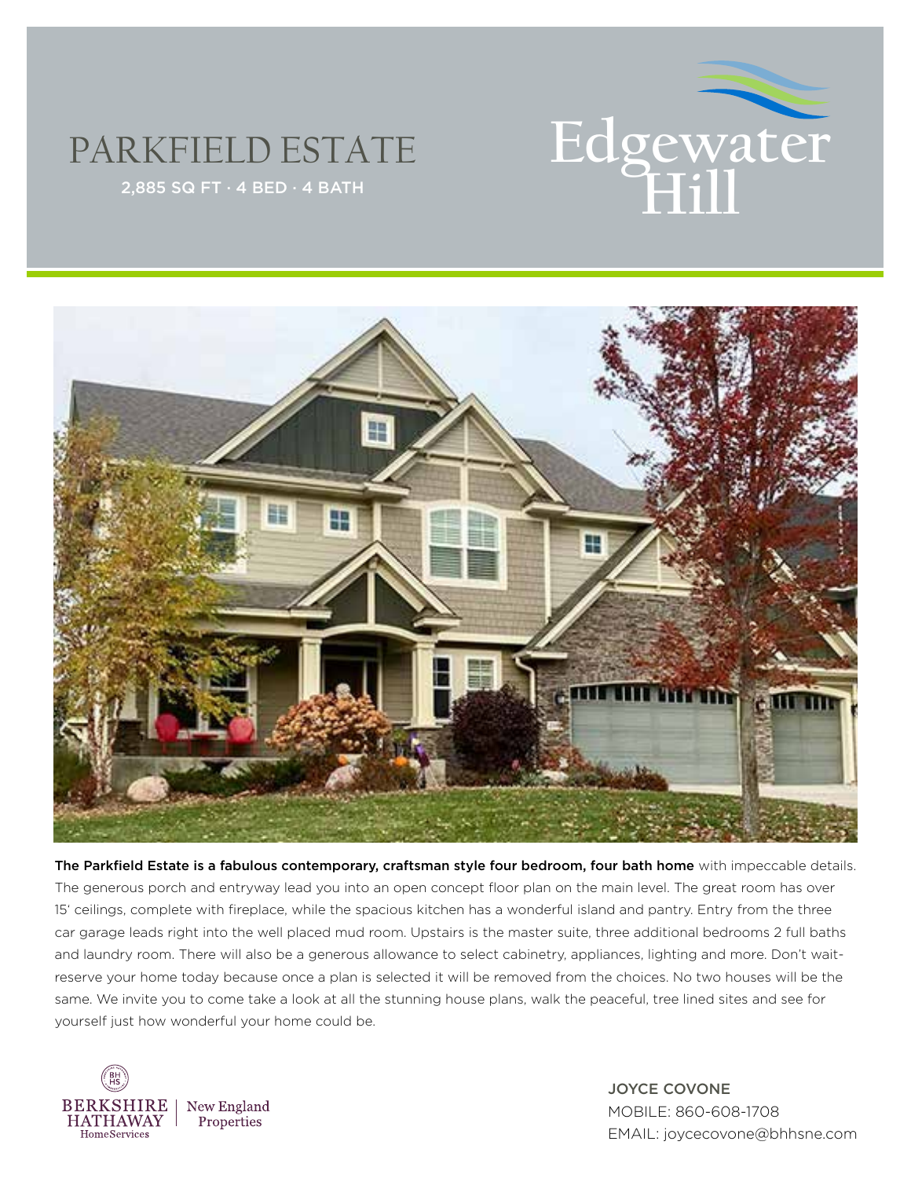# PARKFIELD ESTATE

2,885 SQ FT · 4 BED · 4 BATH

Edgewater Hill

**The Parkfield Estate is a fabulous contemporary, craftsman style four bedroom, four bath home** with impeccable details. The generous porch and entryway lead you into an open concept floor plan on the main level. The great room has over 15' ceilings, complete with fireplace, while the spacious kitchen has a wonderful island and pantry. Entry from the three car garage leads right into the well placed mud room. Upstairs is the master suite, three additional bedrooms 2 full baths and laundry room. There will also be a generous allowance to select cabinetry, appliances, lighting and more. Don't wait-reserve your home today because once a plan is selected it will be removed from the choices. No two houses will be the same. We invite you to come take a look at all the stunning house plans, walk the peaceful, tree lined sites and see for yourself just how wonderful your home could be.

BERKSHIRE HATHAWAY HomeServices | New England Properties

JOYCE COVONE
MOBILE: 860-608-1708
EMAIL: joycecovone@bhhsne.com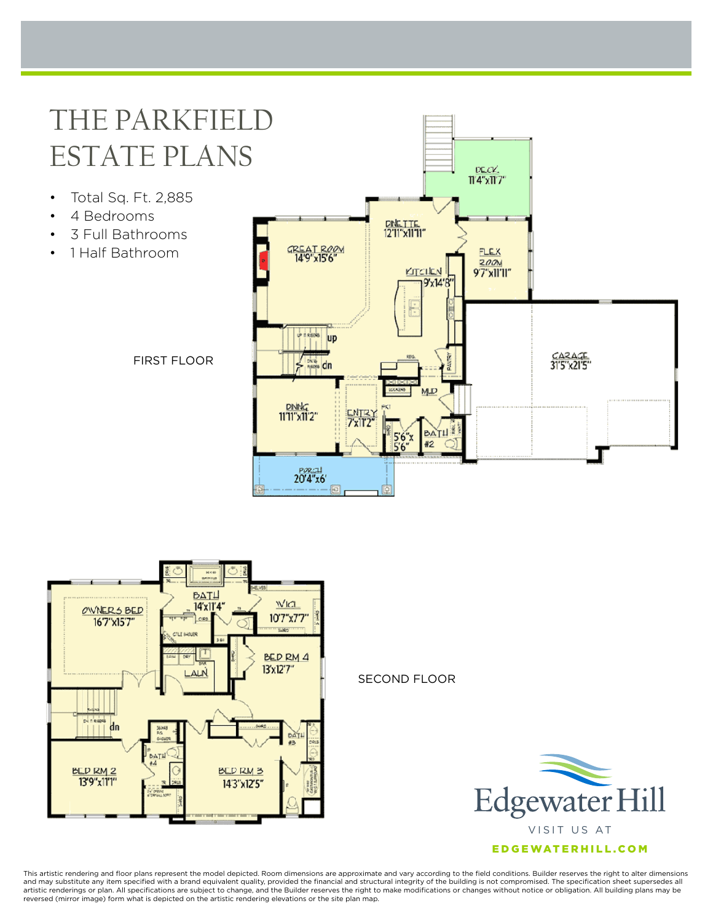# THE PARKFIELD ESTATE PLANS

- Total Sq. Ft. 2,885
- 4 Bedrooms
- 3 Full Bathrooms
- 1 Half Bathroom

FIRST FLOOR

DECK
11'4"x11'7"

DINETTE
12'11"x11'11"

GREAT ROOM
14'9"x15'6"

FLEX ROOM
9'7"x11'11"

KITCHEN
9'x14'8"

GARAGE
31'5"x21'5"

DINING
11'11"x11'2"

ENTRY
7'x11'2"

MUD

5'6"x 5'6"

BATH #2

PORCH
20'4"x6'

SECOND FLOOR

OWNERS BED
16'7"x15'7"

BATH
14'x11'4"

WIC
10'7"x7'7"

LAUN

BED RM 4
13'x12'7"

BATH #3

BATH #4

BED RM 2
13'9"x11'1"

BED RM 3
14'3"x12'5"

Edgewater Hill

VISIT US AT

EDGEWATERHILL.COM

This artistic rendering and floor plans represent the model depicted. Room dimensions are approximate and vary according to the field conditions. Builder reserves the right to alter dimensions and may substitute any item specified with a brand equivalent quality, provided the financial and structural integrity of the building is not compromised. The specification sheet supersedes all artistic renderings or plan. All specifications are subject to change, and the Builder reserves the right to make modifications or changes without notice or obligation. All building plans may be reversed (mirror image) form what is depicted on the artistic rendering elevations or the site plan map.